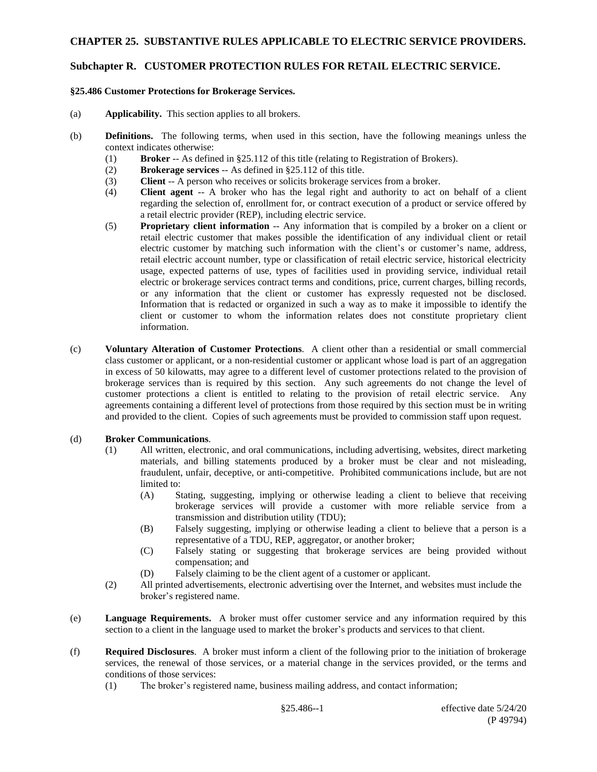## CHAPTER 25. SUBSTANTIVE RULES APPLICABLE TO ELECTRIC SERVICE PROVIDERS.

## Subchapter R. CUSTOMER PROTECTION RULES FOR RETAIL ELECTRIC SERVICE.

### §25.486 Customer Protections for Brokerage Services.

(a) **Applicability.** This section applies to all brokers.

(b) **Definitions.** The following terms, when used in this section, have the following meanings unless the context indicates otherwise:

- (1) **Broker** -- As defined in §25.112 of this title (relating to Registration of Brokers).
- (2) **Brokerage services** -- As defined in §25.112 of this title.
- (3) **Client** -- A person who receives or solicits brokerage services from a broker.
- (4) **Client agent** -- A broker who has the legal right and authority to act on behalf of a client regarding the selection of, enrollment for, or contract execution of a product or service offered by a retail electric provider (REP), including electric service.
- (5) **Proprietary client information** -- Any information that is compiled by a broker on a client or retail electric customer that makes possible the identification of any individual client or retail electric customer by matching such information with the client's or customer's name, address, retail electric account number, type or classification of retail electric service, historical electricity usage, expected patterns of use, types of facilities used in providing service, individual retail electric or brokerage services contract terms and conditions, price, current charges, billing records, or any information that the client or customer has expressly requested not be disclosed. Information that is redacted or organized in such a way as to make it impossible to identify the client or customer to whom the information relates does not constitute proprietary client information.

(c) **Voluntary Alteration of Customer Protections**. A client other than a residential or small commercial class customer or applicant, or a non-residential customer or applicant whose load is part of an aggregation in excess of 50 kilowatts, may agree to a different level of customer protections related to the provision of brokerage services than is required by this section. Any such agreements do not change the level of customer protections a client is entitled to relating to the provision of retail electric service. Any agreements containing a different level of protections from those required by this section must be in writing and provided to the client. Copies of such agreements must be provided to commission staff upon request.

(d) **Broker Communications**.

- (1) All written, electronic, and oral communications, including advertising, websites, direct marketing materials, and billing statements produced by a broker must be clear and not misleading, fraudulent, unfair, deceptive, or anti-competitive. Prohibited communications include, but are not limited to:
  - (A) Stating, suggesting, implying or otherwise leading a client to believe that receiving brokerage services will provide a customer with more reliable service from a transmission and distribution utility (TDU);
  - (B) Falsely suggesting, implying or otherwise leading a client to believe that a person is a representative of a TDU, REP, aggregator, or another broker;
  - (C) Falsely stating or suggesting that brokerage services are being provided without compensation; and
  - (D) Falsely claiming to be the client agent of a customer or applicant.
- (2) All printed advertisements, electronic advertising over the Internet, and websites must include the broker's registered name.

(e) **Language Requirements.** A broker must offer customer service and any information required by this section to a client in the language used to market the broker's products and services to that client.

(f) **Required Disclosures**. A broker must inform a client of the following prior to the initiation of brokerage services, the renewal of those services, or a material change in the services provided, or the terms and conditions of those services:

- (1) The broker's registered name, business mailing address, and contact information;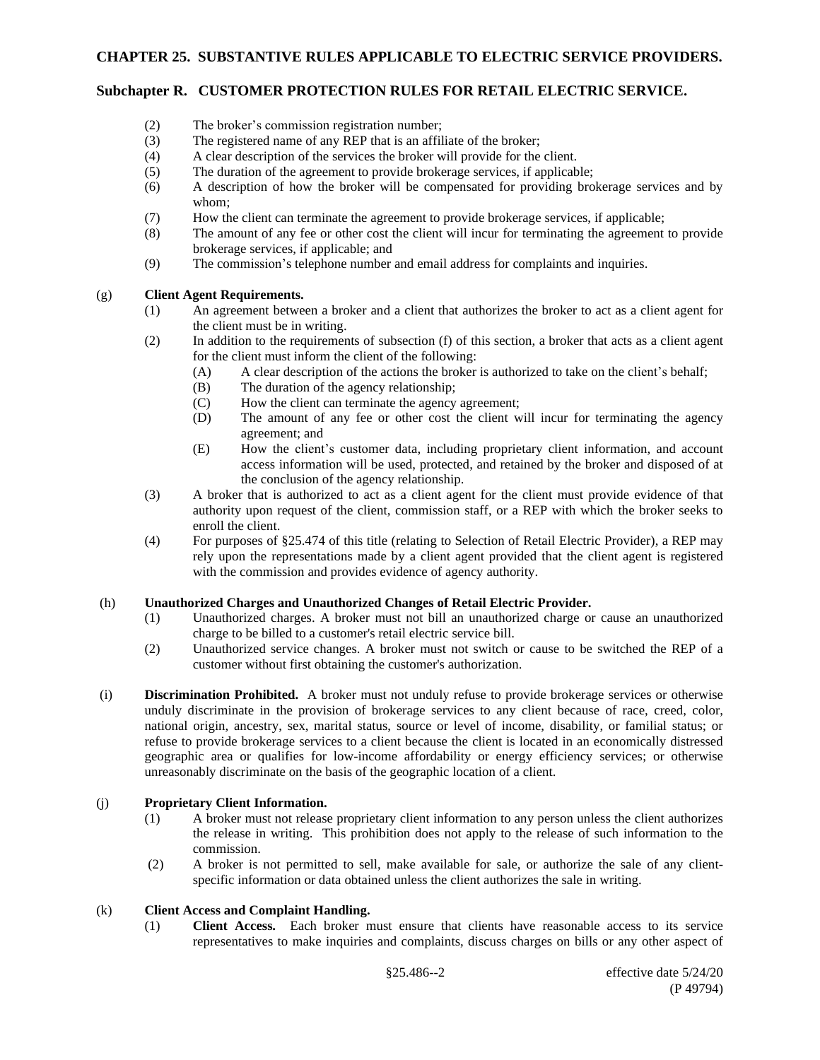(2) The broker's commission registration number;
(3) The registered name of any REP that is an affiliate of the broker;
(4) A clear description of the services the broker will provide for the client.
(5) The duration of the agreement to provide brokerage services, if applicable;
(6) A description of how the broker will be compensated for providing brokerage services and by whom;
(7) How the client can terminate the agreement to provide brokerage services, if applicable;
(8) The amount of any fee or other cost the client will incur for terminating the agreement to provide brokerage services, if applicable; and
(9) The commission's telephone number and email address for complaints and inquiries.

(g) **Client Agent Requirements.**
(1) An agreement between a broker and a client that authorizes the broker to act as a client agent for the client must be in writing.
(2) In addition to the requirements of subsection (f) of this section, a broker that acts as a client agent for the client must inform the client of the following:
(A) A clear description of the actions the broker is authorized to take on the client's behalf;
(B) The duration of the agency relationship;
(C) How the client can terminate the agency agreement;
(D) The amount of any fee or other cost the client will incur for terminating the agency agreement; and
(E) How the client's customer data, including proprietary client information, and account access information will be used, protected, and retained by the broker and disposed of at the conclusion of the agency relationship.
(3) A broker that is authorized to act as a client agent for the client must provide evidence of that authority upon request of the client, commission staff, or a REP with which the broker seeks to enroll the client.
(4) For purposes of §25.474 of this title (relating to Selection of Retail Electric Provider), a REP may rely upon the representations made by a client agent provided that the client agent is registered with the commission and provides evidence of agency authority.

(h) **Unauthorized Charges and Unauthorized Changes of Retail Electric Provider.**
(1) Unauthorized charges. A broker must not bill an unauthorized charge or cause an unauthorized charge to be billed to a customer's retail electric service bill.
(2) Unauthorized service changes. A broker must not switch or cause to be switched the REP of a customer without first obtaining the customer's authorization.

(i) **Discrimination Prohibited.** A broker must not unduly refuse to provide brokerage services or otherwise unduly discriminate in the provision of brokerage services to any client because of race, creed, color, national origin, ancestry, sex, marital status, source or level of income, disability, or familial status; or refuse to provide brokerage services to a client because the client is located in an economically distressed geographic area or qualifies for low-income affordability or energy efficiency services; or otherwise unreasonably discriminate on the basis of the geographic location of a client.

(j) **Proprietary Client Information.**
(1) A broker must not release proprietary client information to any person unless the client authorizes the release in writing. This prohibition does not apply to the release of such information to the commission.
(2) A broker is not permitted to sell, make available for sale, or authorize the sale of any client-specific information or data obtained unless the client authorizes the sale in writing.

(k) **Client Access and Complaint Handling.**
(1) **Client Access.** Each broker must ensure that clients have reasonable access to its service representatives to make inquiries and complaints, discuss charges on bills or any other aspect of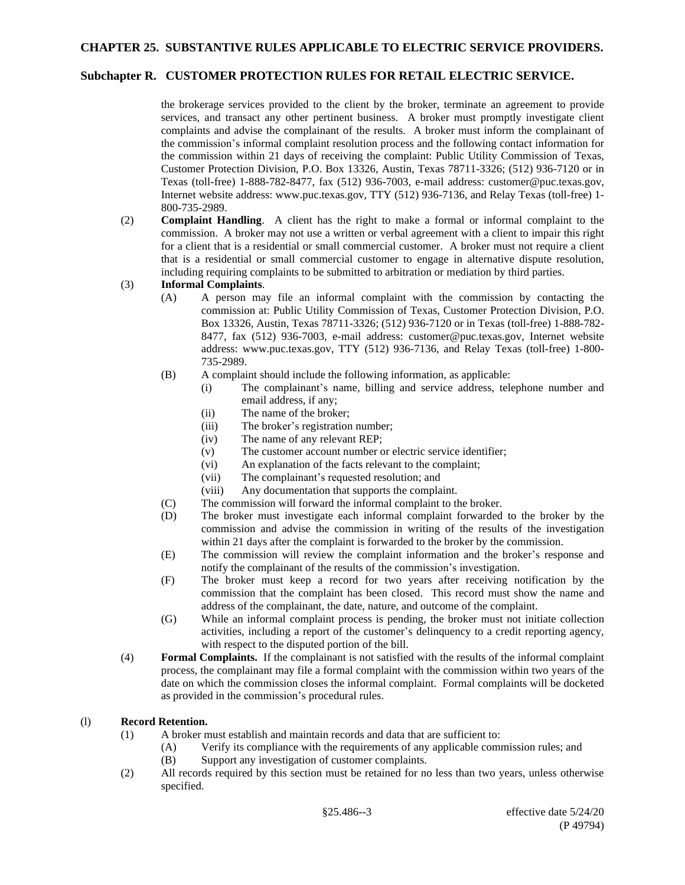the brokerage services provided to the client by the broker, terminate an agreement to provide services, and transact any other pertinent business. A broker must promptly investigate client complaints and advise the complainant of the results. A broker must inform the complainant of the commission's informal complaint resolution process and the following contact information for the commission within 21 days of receiving the complaint: Public Utility Commission of Texas, Customer Protection Division, P.O. Box 13326, Austin, Texas 78711-3326; (512) 936-7120 or in Texas (toll-free) 1-888-782-8477, fax (512) 936-7003, e-mail address: customer@puc.texas.gov, Internet website address: www.puc.texas.gov, TTY (512) 936-7136, and Relay Texas (toll-free) 1-800-735-2989.

(2) **Complaint Handling**. A client has the right to make a formal or informal complaint to the commission. A broker may not use a written or verbal agreement with a client to impair this right for a client that is a residential or small commercial customer. A broker must not require a client that is a residential or small commercial customer to engage in alternative dispute resolution, including requiring complaints to be submitted to arbitration or mediation by third parties.

(3) **Informal Complaints**.

- (A) A person may file an informal complaint with the commission by contacting the commission at: Public Utility Commission of Texas, Customer Protection Division, P.O. Box 13326, Austin, Texas 78711-3326; (512) 936-7120 or in Texas (toll-free) 1-888-782-8477, fax (512) 936-7003, e-mail address: customer@puc.texas.gov, Internet website address: www.puc.texas.gov, TTY (512) 936-7136, and Relay Texas (toll-free) 1-800-735-2989.
- (B) A complaint should include the following information, as applicable:
  - (i) The complainant's name, billing and service address, telephone number and email address, if any;
  - (ii) The name of the broker;
  - (iii) The broker's registration number;
  - (iv) The name of any relevant REP;
  - (v) The customer account number or electric service identifier;
  - (vi) An explanation of the facts relevant to the complaint;
  - (vii) The complainant's requested resolution; and
  - (viii) Any documentation that supports the complaint.
- (C) The commission will forward the informal complaint to the broker.
- (D) The broker must investigate each informal complaint forwarded to the broker by the commission and advise the commission in writing of the results of the investigation within 21 days after the complaint is forwarded to the broker by the commission.
- (E) The commission will review the complaint information and the broker's response and notify the complainant of the results of the commission's investigation.
- (F) The broker must keep a record for two years after receiving notification by the commission that the complaint has been closed. This record must show the name and address of the complainant, the date, nature, and outcome of the complaint.
- (G) While an informal complaint process is pending, the broker must not initiate collection activities, including a report of the customer's delinquency to a credit reporting agency, with respect to the disputed portion of the bill.

(4) **Formal Complaints.** If the complainant is not satisfied with the results of the informal complaint process, the complainant may file a formal complaint with the commission within two years of the date on which the commission closes the informal complaint. Formal complaints will be docketed as provided in the commission's procedural rules.

(l) **Record Retention.**

(1) A broker must establish and maintain records and data that are sufficient to:

- (A) Verify its compliance with the requirements of any applicable commission rules; and
- (B) Support any investigation of customer complaints.

(2) All records required by this section must be retained for no less than two years, unless otherwise specified.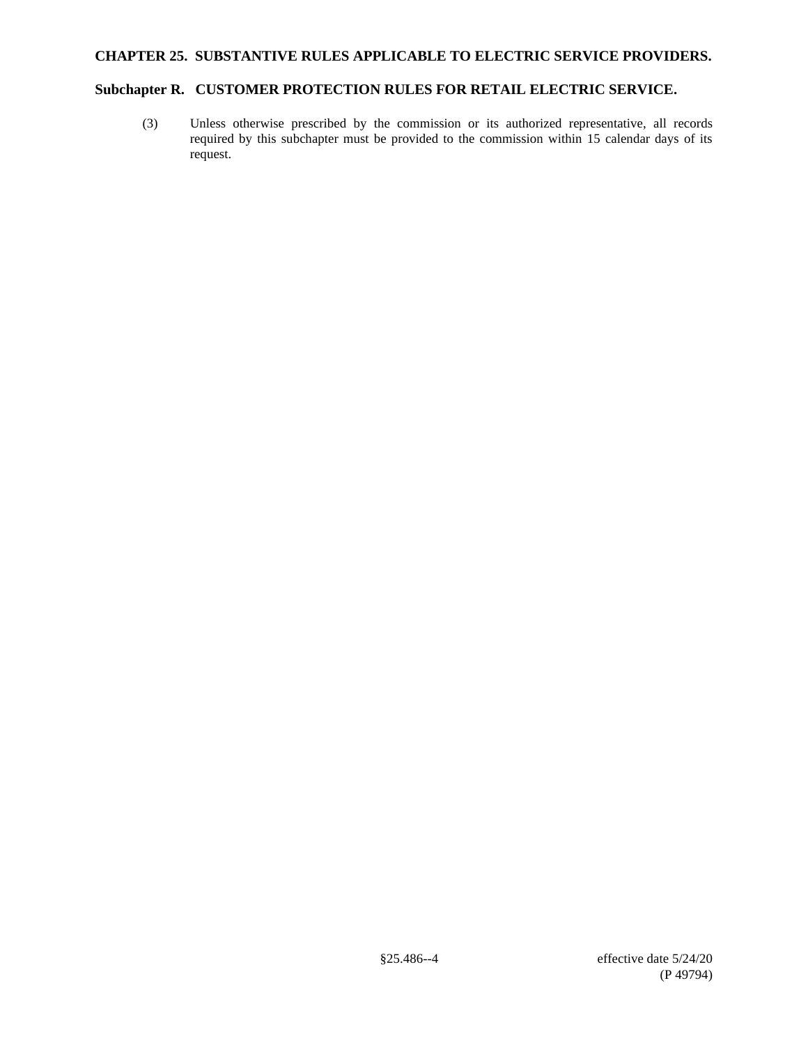(3) Unless otherwise prescribed by the commission or its authorized representative, all records required by this subchapter must be provided to the commission within 15 calendar days of its request.